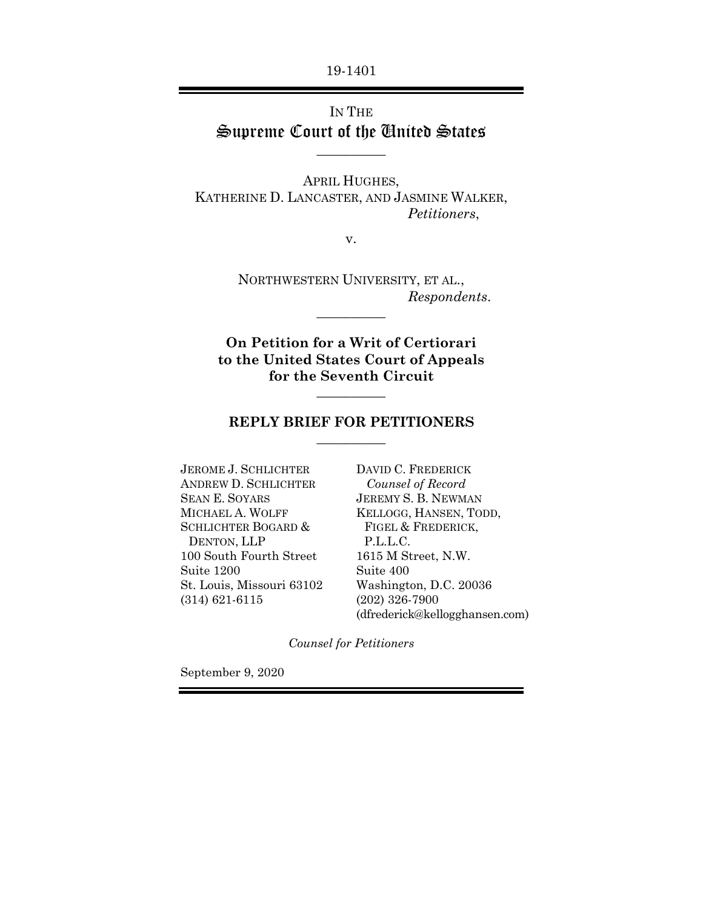19-1401

IN THE

# Supreme Court of the United States

---

APRIL HUGHES,
KATHERINE D. LANCASTER, AND JASMINE WALKER,
*Petitioners*,

v.

NORTHWESTERN UNIVERSITY, ET AL.,
*Respondents*.

---

**On Petition for a Writ of Certiorari to the United States Court of Appeals for the Seventh Circuit**

---

## REPLY BRIEF FOR PETITIONERS

---

JEROME J. SCHLICHTER
ANDREW D. SCHLICHTER
SEAN E. SOYARS
MICHAEL A. WOLFF
SCHLICHTER BOGARD & DENTON, LLP
100 South Fourth Street
Suite 1200
St. Louis, Missouri 63102
(314) 621-6115

DAVID C. FREDERICK
*Counsel of Record*
JEREMY S. B. NEWMAN
KELLOGG, HANSEN, TODD, FIGEL & FREDERICK, P.L.L.C.
1615 M Street, N.W.
Suite 400
Washington, D.C. 20036
(202) 326-7900
(dfrederick@kellogghansen.com)

*Counsel for Petitioners*

September 9, 2020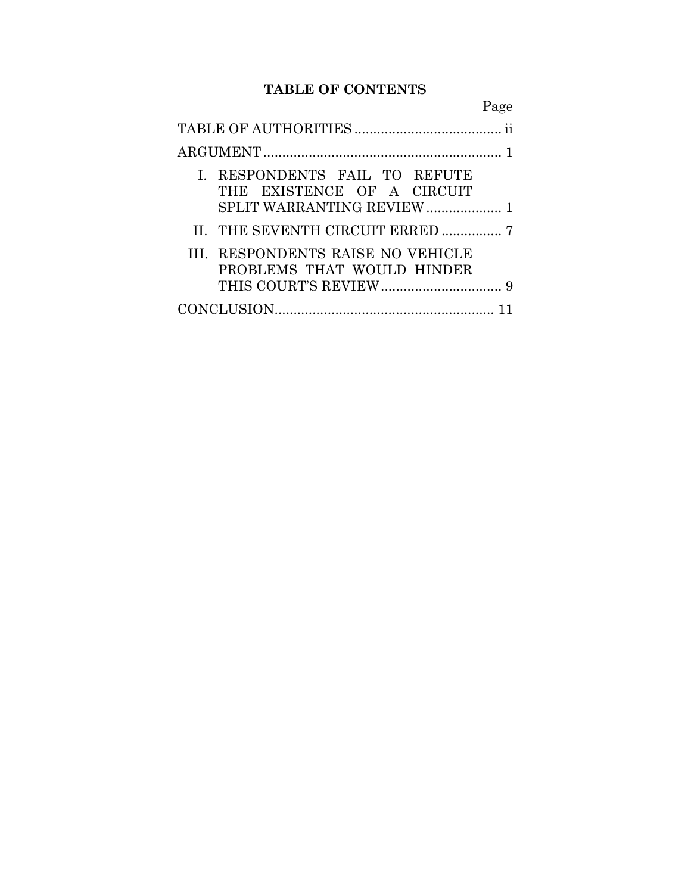## TABLE OF CONTENTS

| | Page |
|---|---|
| TABLE OF AUTHORITIES | ii |
| ARGUMENT | 1 |
| I. RESPONDENTS FAIL TO REFUTE THE EXISTENCE OF A CIRCUIT SPLIT WARRANTING REVIEW | 1 |
| II. THE SEVENTH CIRCUIT ERRED | 7 |
| III. RESPONDENTS RAISE NO VEHICLE PROBLEMS THAT WOULD HINDER THIS COURT'S REVIEW | 9 |
| CONCLUSION | 11 |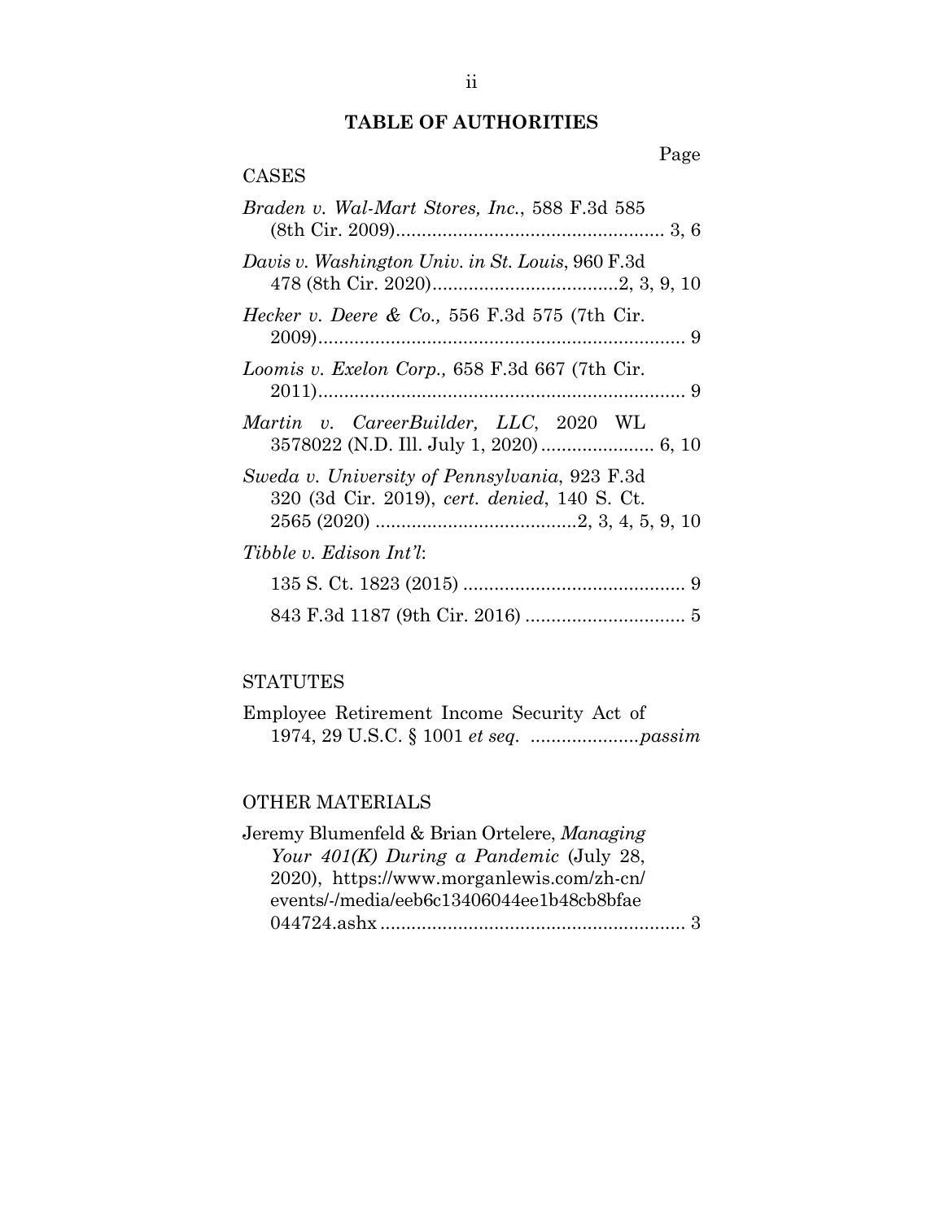# TABLE OF AUTHORITIES

Page

CASES

*Braden v. Wal-Mart Stores, Inc.*, 588 F.3d 585 (8th Cir. 2009).................................................... 3, 6

*Davis v. Washington Univ. in St. Louis*, 960 F.3d 478 (8th Cir. 2020)....................................2, 3, 9, 10

*Hecker v. Deere & Co.,* 556 F.3d 575 (7th Cir. 2009)........................................................................ 9

*Loomis v. Exelon Corp.,* 658 F.3d 667 (7th Cir. 2011)....................................................................... 9

*Martin v. CareerBuilder, LLC*, 2020 WL 3578022 (N.D. Ill. July 1, 2020)...................... 6, 10

*Sweda v. University of Pennsylvania*, 923 F.3d 320 (3d Cir. 2019), *cert. denied*, 140 S. Ct. 2565 (2020) .......................................2, 3, 4, 5, 9, 10

*Tibble v. Edison Int'l*:

135 S. Ct. 1823 (2015) ........................................... 9

843 F.3d 1187 (9th Cir. 2016) ............................... 5

STATUTES

Employee Retirement Income Security Act of 1974, 29 U.S.C. § 1001 *et seq.* .....................*passim*

OTHER MATERIALS

Jeremy Blumenfeld & Brian Ortelere, *Managing Your 401(K) During a Pandemic* (July 28, 2020), https://www.morganlewis.com/zh-cn/events/-/media/eeb6c13406044ee1b48cb8bfae044724.ashx ........................................................... 3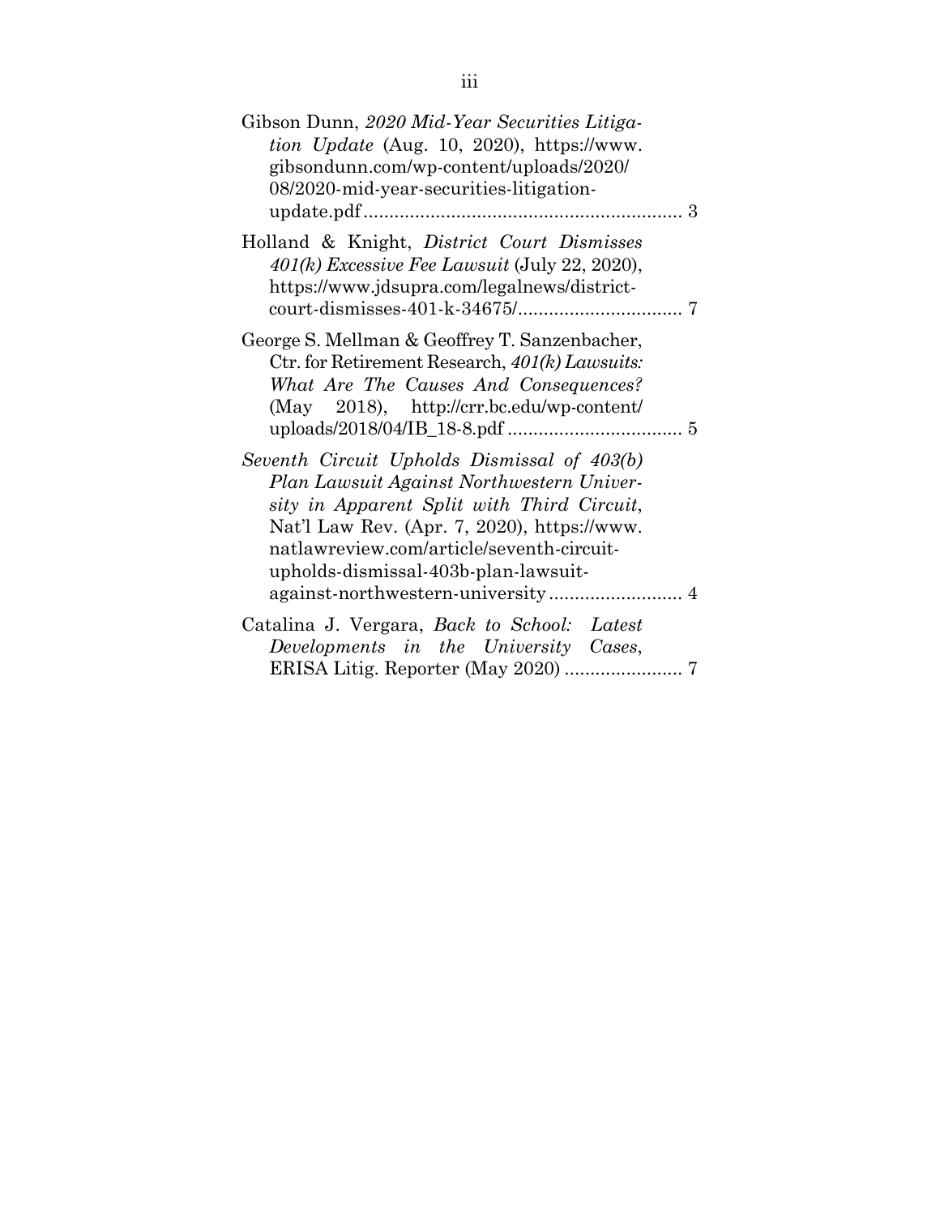Gibson Dunn, *2020 Mid-Year Securities Litigation Update* (Aug. 10, 2020), https://www.gibsondunn.com/wp-content/uploads/2020/08/2020-mid-year-securities-litigation-update.pdf .............................................................. 3

Holland & Knight, *District Court Dismisses 401(k) Excessive Fee Lawsuit* (July 22, 2020), https://www.jdsupra.com/legalnews/district-court-dismisses-401-k-34675/................................ 7

George S. Mellman & Geoffrey T. Sanzenbacher, Ctr. for Retirement Research, *401(k) Lawsuits: What Are The Causes And Consequences?* (May 2018), http://crr.bc.edu/wp-content/uploads/2018/04/IB_18-8.pdf .................................. 5

*Seventh Circuit Upholds Dismissal of 403(b) Plan Lawsuit Against Northwestern University in Apparent Split with Third Circuit*, Nat'l Law Rev. (Apr. 7, 2020), https://www.natlawreview.com/article/seventh-circuit-upholds-dismissal-403b-plan-lawsuit-against-northwestern-university .......................... 4

Catalina J. Vergara, *Back to School: Latest Developments in the University Cases*, ERISA Litig. Reporter (May 2020) ....................... 7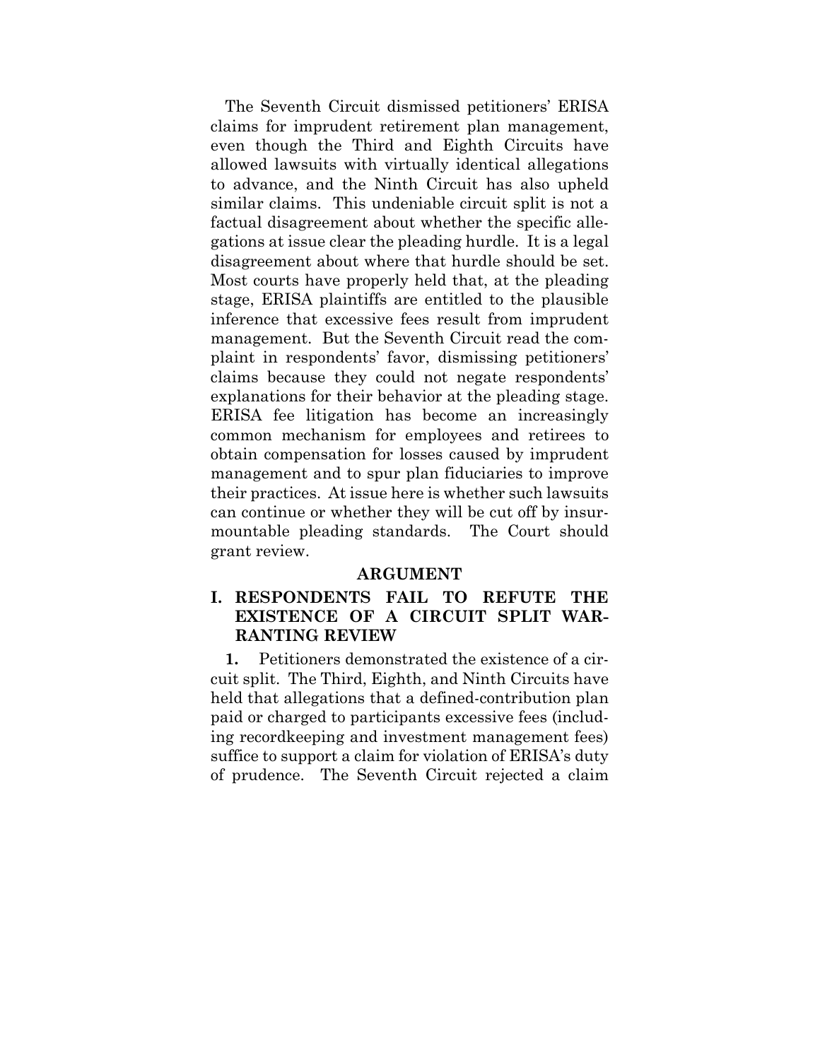The Seventh Circuit dismissed petitioners' ERISA claims for imprudent retirement plan management, even though the Third and Eighth Circuits have allowed lawsuits with virtually identical allegations to advance, and the Ninth Circuit has also upheld similar claims. This undeniable circuit split is not a factual disagreement about whether the specific allegations at issue clear the pleading hurdle. It is a legal disagreement about where that hurdle should be set. Most courts have properly held that, at the pleading stage, ERISA plaintiffs are entitled to the plausible inference that excessive fees result from imprudent management. But the Seventh Circuit read the complaint in respondents' favor, dismissing petitioners' claims because they could not negate respondents' explanations for their behavior at the pleading stage. ERISA fee litigation has become an increasingly common mechanism for employees and retirees to obtain compensation for losses caused by imprudent management and to spur plan fiduciaries to improve their practices. At issue here is whether such lawsuits can continue or whether they will be cut off by insurmountable pleading standards. The Court should grant review.

## ARGUMENT

### I. RESPONDENTS FAIL TO REFUTE THE EXISTENCE OF A CIRCUIT SPLIT WARRANTING REVIEW

**1.** Petitioners demonstrated the existence of a circuit split. The Third, Eighth, and Ninth Circuits have held that allegations that a defined-contribution plan paid or charged to participants excessive fees (including recordkeeping and investment management fees) suffice to support a claim for violation of ERISA's duty of prudence. The Seventh Circuit rejected a claim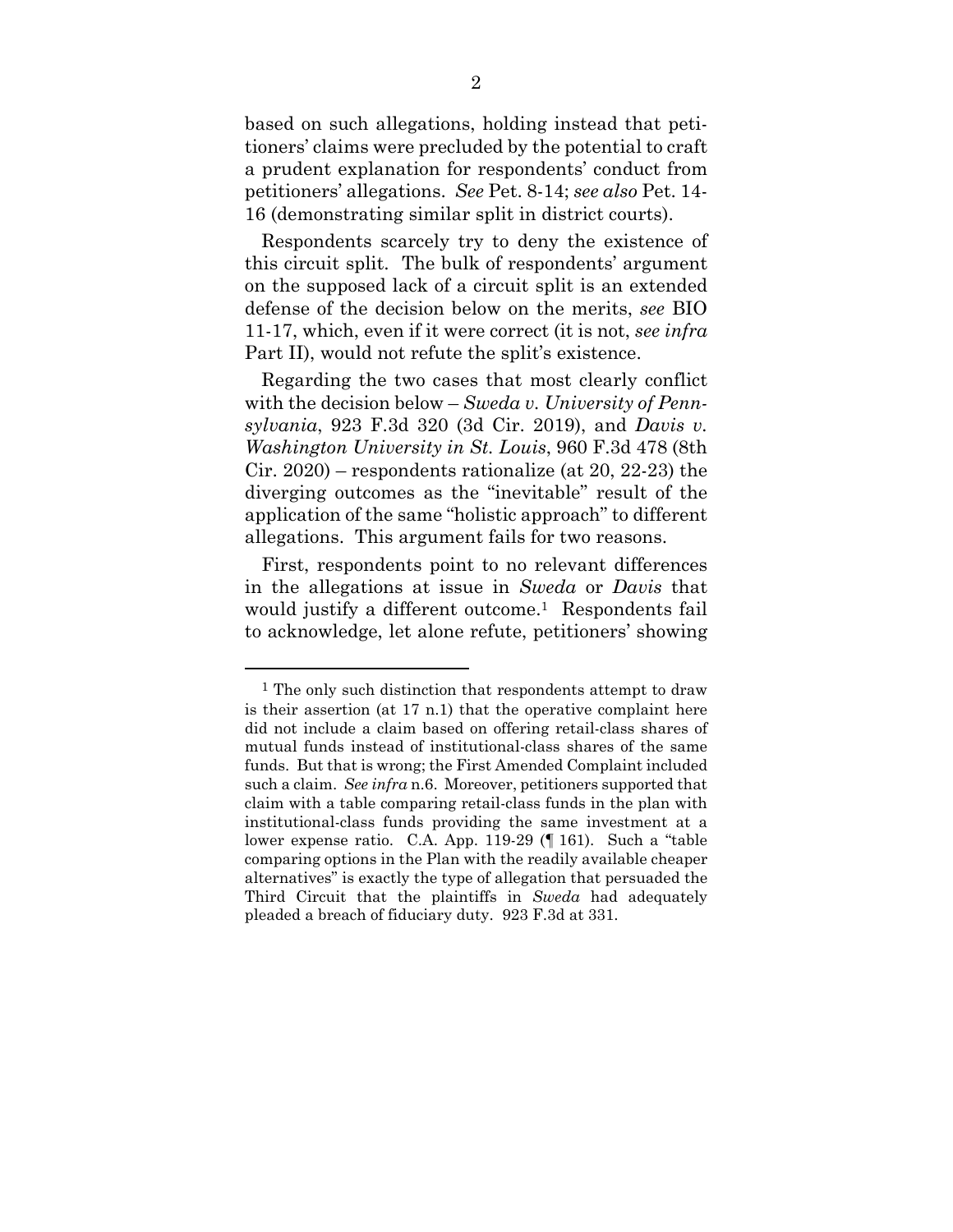based on such allegations, holding instead that petitioners' claims were precluded by the potential to craft a prudent explanation for respondents' conduct from petitioners' allegations. *See* Pet. 8-14; *see also* Pet. 14-16 (demonstrating similar split in district courts).

Respondents scarcely try to deny the existence of this circuit split. The bulk of respondents' argument on the supposed lack of a circuit split is an extended defense of the decision below on the merits, *see* BIO 11-17, which, even if it were correct (it is not, *see infra* Part II), would not refute the split's existence.

Regarding the two cases that most clearly conflict with the decision below – *Sweda v. University of Pennsylvania*, 923 F.3d 320 (3d Cir. 2019), and *Davis v. Washington University in St. Louis*, 960 F.3d 478 (8th Cir. 2020) – respondents rationalize (at 20, 22-23) the diverging outcomes as the "inevitable" result of the application of the same "holistic approach" to different allegations. This argument fails for two reasons.

First, respondents point to no relevant differences in the allegations at issue in *Sweda* or *Davis* that would justify a different outcome.[1] Respondents fail to acknowledge, let alone refute, petitioners' showing

---

[1] The only such distinction that respondents attempt to draw is their assertion (at 17 n.1) that the operative complaint here did not include a claim based on offering retail-class shares of mutual funds instead of institutional-class shares of the same funds. But that is wrong; the First Amended Complaint included such a claim. *See infra* n.6. Moreover, petitioners supported that claim with a table comparing retail-class funds in the plan with institutional-class funds providing the same investment at a lower expense ratio. C.A. App. 119-29 (¶ 161). Such a "table comparing options in the Plan with the readily available cheaper alternatives" is exactly the type of allegation that persuaded the Third Circuit that the plaintiffs in *Sweda* had adequately pleaded a breach of fiduciary duty. 923 F.3d at 331.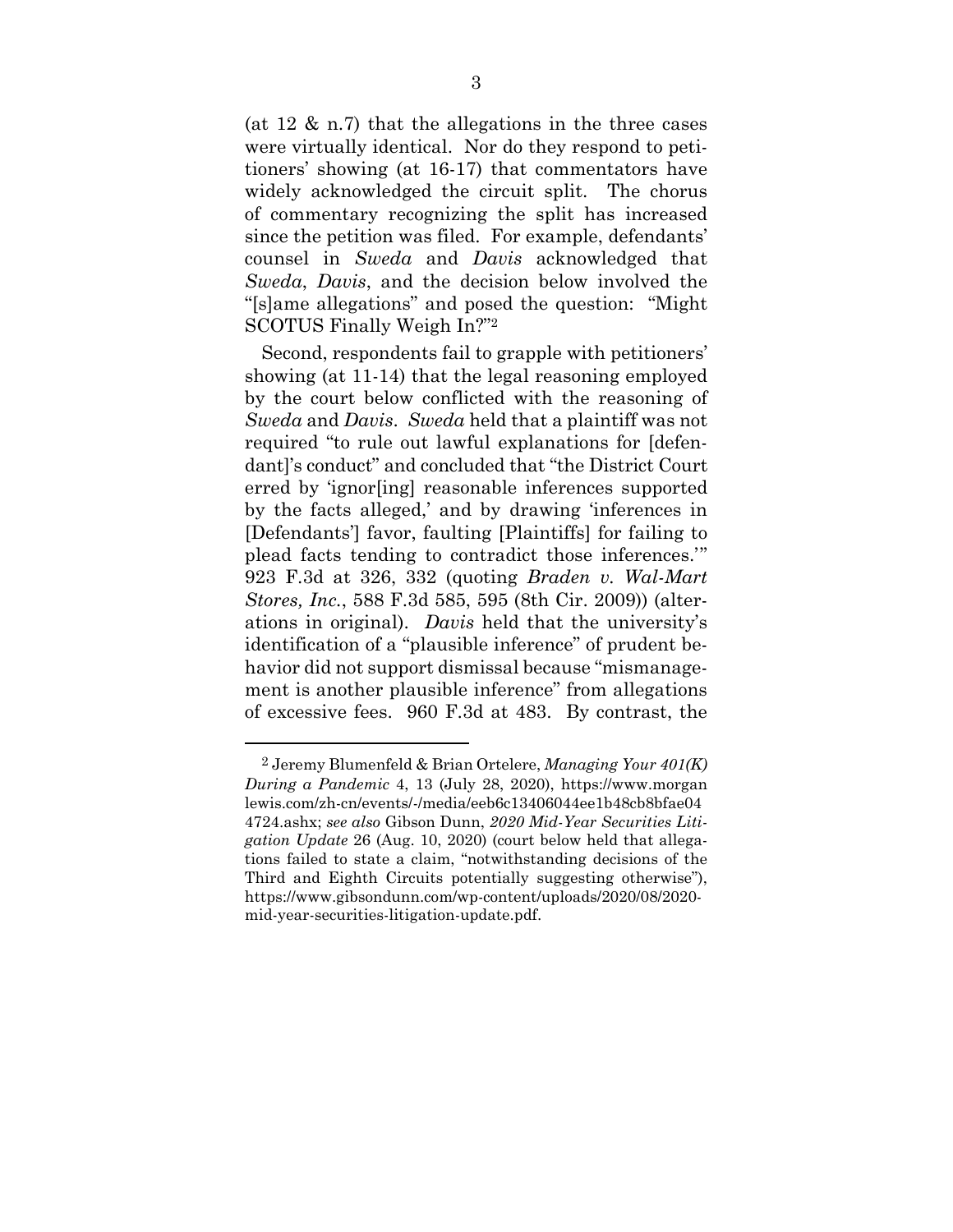(at 12 & n.7) that the allegations in the three cases were virtually identical. Nor do they respond to petitioners' showing (at 16-17) that commentators have widely acknowledged the circuit split. The chorus of commentary recognizing the split has increased since the petition was filed. For example, defendants' counsel in *Sweda* and *Davis* acknowledged that *Sweda*, *Davis*, and the decision below involved the "[s]ame allegations" and posed the question: "Might SCOTUS Finally Weigh In?"[2]

Second, respondents fail to grapple with petitioners' showing (at 11-14) that the legal reasoning employed by the court below conflicted with the reasoning of *Sweda* and *Davis*. *Sweda* held that a plaintiff was not required "to rule out lawful explanations for [defendant]'s conduct" and concluded that "the District Court erred by 'ignor[ing] reasonable inferences supported by the facts alleged,' and by drawing 'inferences in [Defendants'] favor, faulting [Plaintiffs] for failing to plead facts tending to contradict those inferences.'" 923 F.3d at 326, 332 (quoting *Braden v. Wal-Mart Stores, Inc.*, 588 F.3d 585, 595 (8th Cir. 2009)) (alterations in original). *Davis* held that the university's identification of a "plausible inference" of prudent behavior did not support dismissal because "mismanagement is another plausible inference" from allegations of excessive fees. 960 F.3d at 483. By contrast, the

---

[2] Jeremy Blumenfeld & Brian Ortelere, *Managing Your 401(K) During a Pandemic* 4, 13 (July 28, 2020), https://www.morganlewis.com/zh-cn/events/-/media/eeb6c13406044ee1b48cb8bfae044724.ashx; *see also* Gibson Dunn, *2020 Mid-Year Securities Litigation Update* 26 (Aug. 10, 2020) (court below held that allegations failed to state a claim, "notwithstanding decisions of the Third and Eighth Circuits potentially suggesting otherwise"), https://www.gibsondunn.com/wp-content/uploads/2020/08/2020-mid-year-securities-litigation-update.pdf.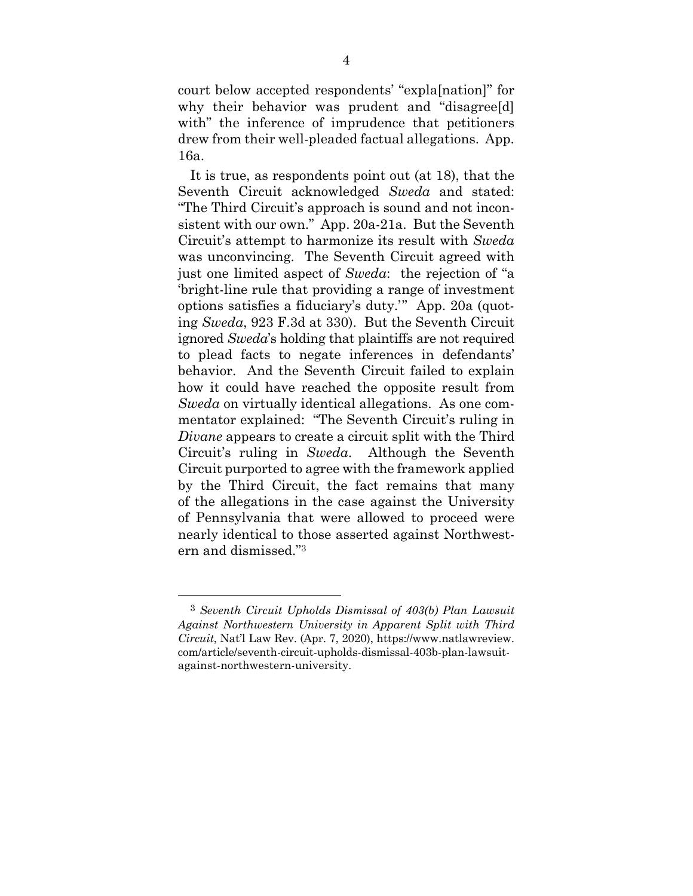court below accepted respondents' "expla[nation]" for why their behavior was prudent and "disagree[d] with" the inference of imprudence that petitioners drew from their well-pleaded factual allegations. App. 16a.

It is true, as respondents point out (at 18), that the Seventh Circuit acknowledged *Sweda* and stated: "The Third Circuit's approach is sound and not inconsistent with our own." App. 20a-21a. But the Seventh Circuit's attempt to harmonize its result with *Sweda* was unconvincing. The Seventh Circuit agreed with just one limited aspect of *Sweda*: the rejection of "a 'bright-line rule that providing a range of investment options satisfies a fiduciary's duty.'" App. 20a (quoting *Sweda*, 923 F.3d at 330). But the Seventh Circuit ignored *Sweda*'s holding that plaintiffs are not required to plead facts to negate inferences in defendants' behavior. And the Seventh Circuit failed to explain how it could have reached the opposite result from *Sweda* on virtually identical allegations. As one commentator explained: "The Seventh Circuit's ruling in *Divane* appears to create a circuit split with the Third Circuit's ruling in *Sweda*. Although the Seventh Circuit purported to agree with the framework applied by the Third Circuit, the fact remains that many of the allegations in the case against the University of Pennsylvania that were allowed to proceed were nearly identical to those asserted against Northwestern and dismissed."[3]

---

[3] *Seventh Circuit Upholds Dismissal of 403(b) Plan Lawsuit Against Northwestern University in Apparent Split with Third Circuit*, Nat'l Law Rev. (Apr. 7, 2020), https://www.natlawreview.com/article/seventh-circuit-upholds-dismissal-403b-plan-lawsuit-against-northwestern-university.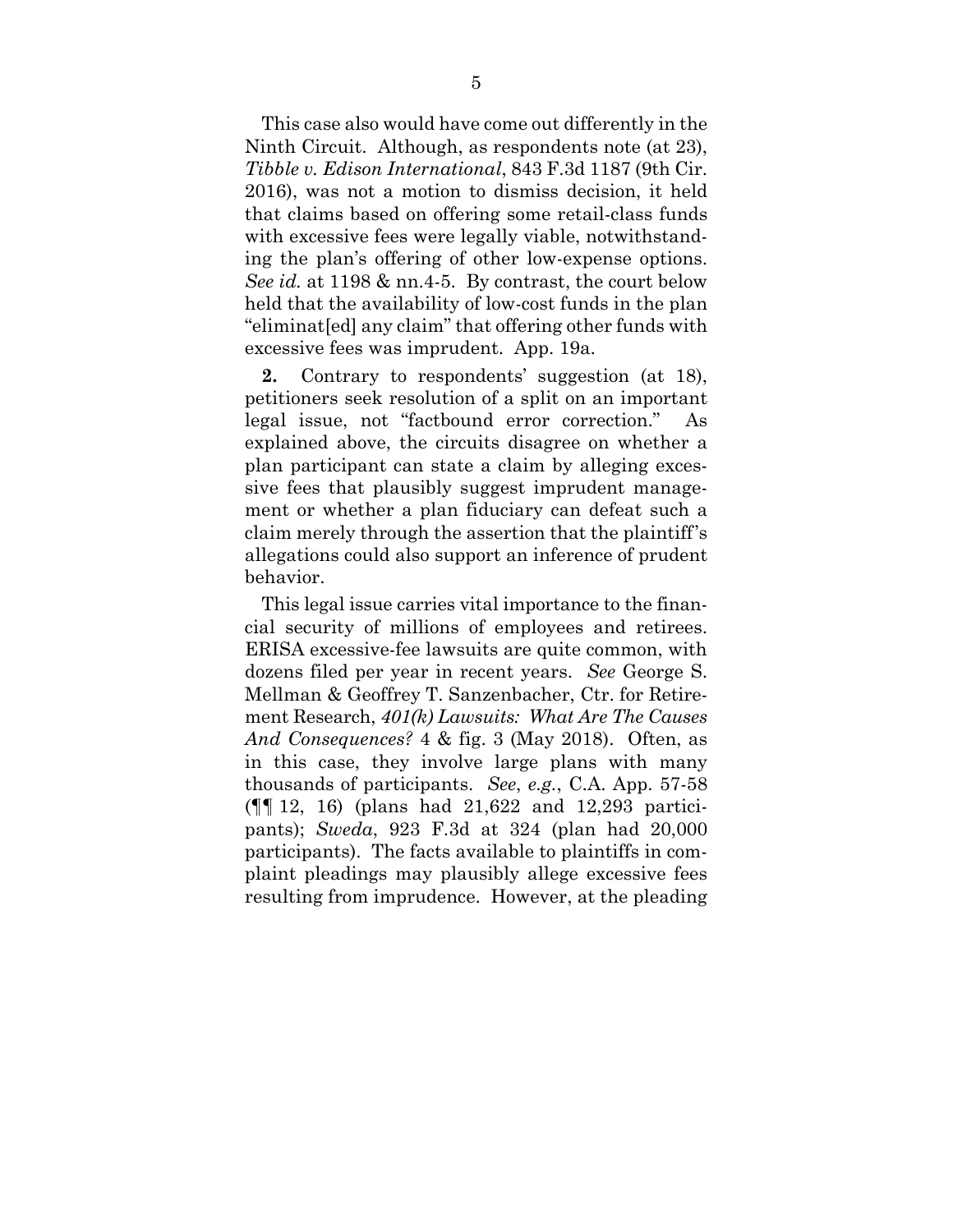This case also would have come out differently in the Ninth Circuit. Although, as respondents note (at 23), *Tibble v. Edison International*, 843 F.3d 1187 (9th Cir. 2016), was not a motion to dismiss decision, it held that claims based on offering some retail-class funds with excessive fees were legally viable, notwithstanding the plan's offering of other low-expense options. *See id.* at 1198 & nn.4-5. By contrast, the court below held that the availability of low-cost funds in the plan "eliminat[ed] any claim" that offering other funds with excessive fees was imprudent. App. 19a.

**2.** Contrary to respondents' suggestion (at 18), petitioners seek resolution of a split on an important legal issue, not "factbound error correction." As explained above, the circuits disagree on whether a plan participant can state a claim by alleging excessive fees that plausibly suggest imprudent management or whether a plan fiduciary can defeat such a claim merely through the assertion that the plaintiff's allegations could also support an inference of prudent behavior.

This legal issue carries vital importance to the financial security of millions of employees and retirees. ERISA excessive-fee lawsuits are quite common, with dozens filed per year in recent years. *See* George S. Mellman & Geoffrey T. Sanzenbacher, Ctr. for Retirement Research, *401(k) Lawsuits: What Are The Causes And Consequences?* 4 & fig. 3 (May 2018). Often, as in this case, they involve large plans with many thousands of participants. *See*, *e.g.*, C.A. App. 57-58 (¶¶ 12, 16) (plans had 21,622 and 12,293 participants); *Sweda*, 923 F.3d at 324 (plan had 20,000 participants). The facts available to plaintiffs in complaint pleadings may plausibly allege excessive fees resulting from imprudence. However, at the pleading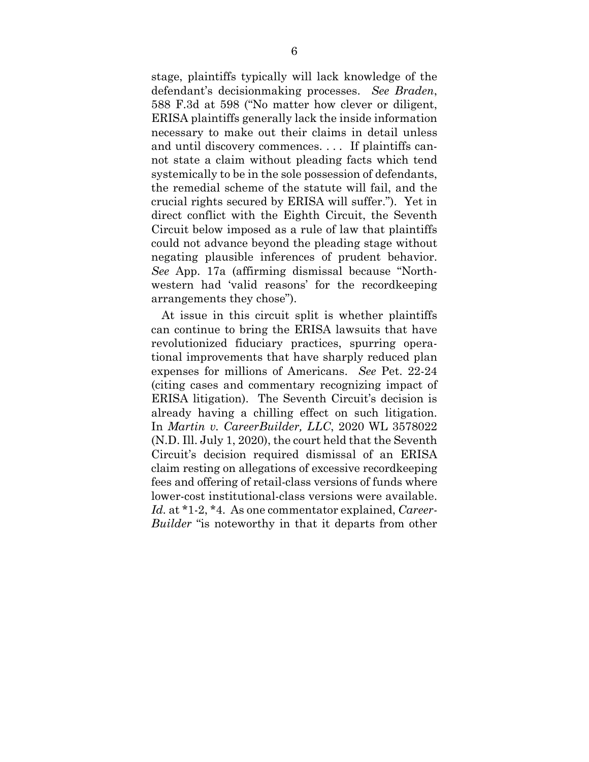stage, plaintiffs typically will lack knowledge of the defendant's decisionmaking processes. *See Braden*, 588 F.3d at 598 ("No matter how clever or diligent, ERISA plaintiffs generally lack the inside information necessary to make out their claims in detail unless and until discovery commences. . . . If plaintiffs cannot state a claim without pleading facts which tend systemically to be in the sole possession of defendants, the remedial scheme of the statute will fail, and the crucial rights secured by ERISA will suffer."). Yet in direct conflict with the Eighth Circuit, the Seventh Circuit below imposed as a rule of law that plaintiffs could not advance beyond the pleading stage without negating plausible inferences of prudent behavior. *See* App. 17a (affirming dismissal because "Northwestern had 'valid reasons' for the recordkeeping arrangements they chose").

At issue in this circuit split is whether plaintiffs can continue to bring the ERISA lawsuits that have revolutionized fiduciary practices, spurring operational improvements that have sharply reduced plan expenses for millions of Americans. *See* Pet. 22-24 (citing cases and commentary recognizing impact of ERISA litigation). The Seventh Circuit's decision is already having a chilling effect on such litigation. In *Martin v. CareerBuilder, LLC*, 2020 WL 3578022 (N.D. Ill. July 1, 2020), the court held that the Seventh Circuit's decision required dismissal of an ERISA claim resting on allegations of excessive recordkeeping fees and offering of retail-class versions of funds where lower-cost institutional-class versions were available. *Id.* at *1-2, *4. As one commentator explained, *CareerBuilder* "is noteworthy in that it departs from other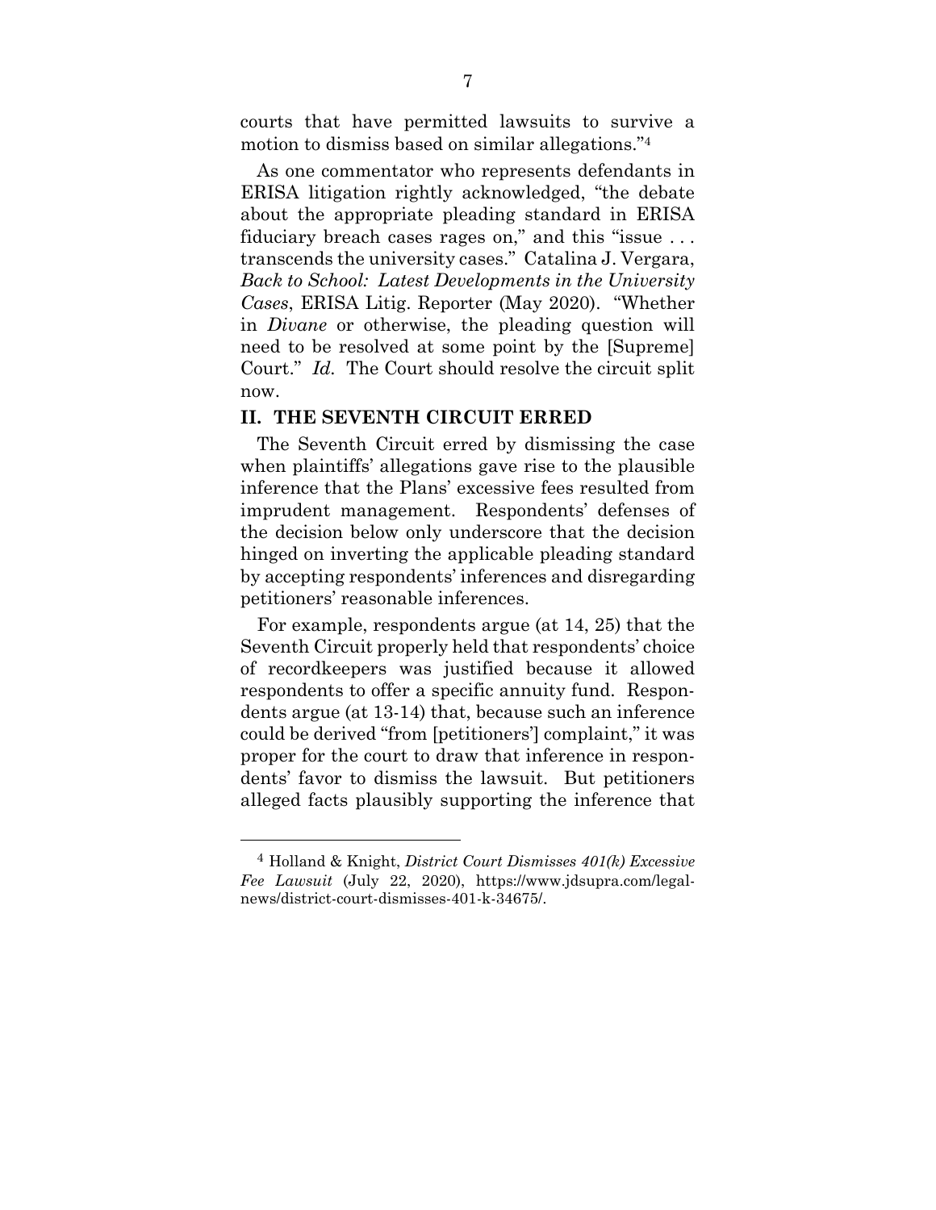courts that have permitted lawsuits to survive a motion to dismiss based on similar allegations."[4]

As one commentator who represents defendants in ERISA litigation rightly acknowledged, "the debate about the appropriate pleading standard in ERISA fiduciary breach cases rages on," and this "issue . . . transcends the university cases." Catalina J. Vergara, *Back to School: Latest Developments in the University Cases*, ERISA Litig. Reporter (May 2020). "Whether in *Divane* or otherwise, the pleading question will need to be resolved at some point by the [Supreme] Court." *Id.* The Court should resolve the circuit split now.

## II. THE SEVENTH CIRCUIT ERRED

The Seventh Circuit erred by dismissing the case when plaintiffs' allegations gave rise to the plausible inference that the Plans' excessive fees resulted from imprudent management. Respondents' defenses of the decision below only underscore that the decision hinged on inverting the applicable pleading standard by accepting respondents' inferences and disregarding petitioners' reasonable inferences.

For example, respondents argue (at 14, 25) that the Seventh Circuit properly held that respondents' choice of recordkeepers was justified because it allowed respondents to offer a specific annuity fund. Respondents argue (at 13-14) that, because such an inference could be derived "from [petitioners'] complaint," it was proper for the court to draw that inference in respondents' favor to dismiss the lawsuit. But petitioners alleged facts plausibly supporting the inference that

---

[4] Holland & Knight, *District Court Dismisses 401(k) Excessive Fee Lawsuit* (July 22, 2020), https://www.jdsupra.com/legalnews/district-court-dismisses-401-k-34675/.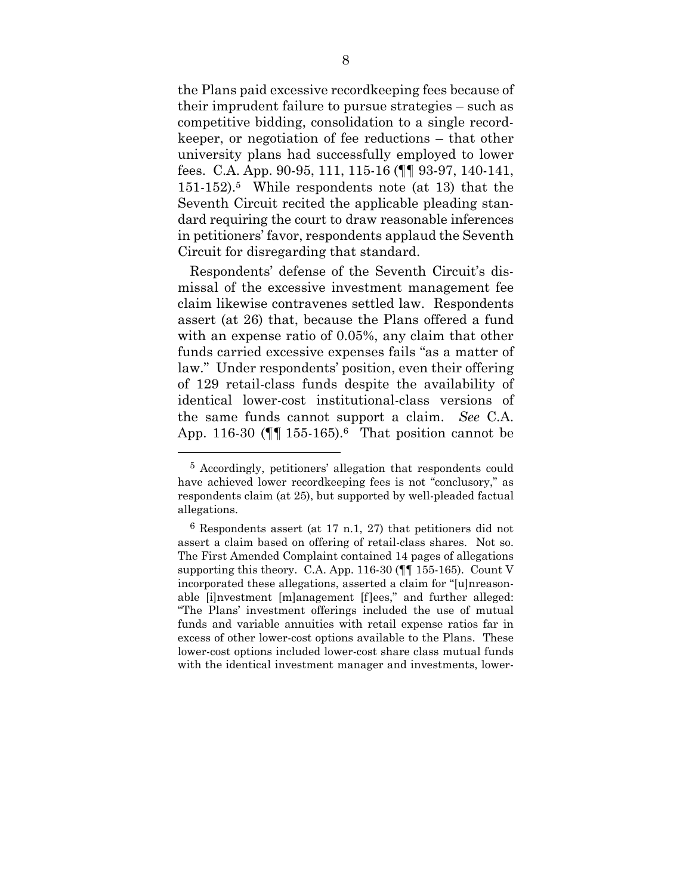the Plans paid excessive recordkeeping fees because of their imprudent failure to pursue strategies – such as competitive bidding, consolidation to a single recordkeeper, or negotiation of fee reductions – that other university plans had successfully employed to lower fees. C.A. App. 90-95, 111, 115-16 (¶¶ 93-97, 140-141, 151-152).[5] While respondents note (at 13) that the Seventh Circuit recited the applicable pleading standard requiring the court to draw reasonable inferences in petitioners' favor, respondents applaud the Seventh Circuit for disregarding that standard.

Respondents' defense of the Seventh Circuit's dismissal of the excessive investment management fee claim likewise contravenes settled law. Respondents assert (at 26) that, because the Plans offered a fund with an expense ratio of 0.05%, any claim that other funds carried excessive expenses fails "as a matter of law." Under respondents' position, even their offering of 129 retail-class funds despite the availability of identical lower-cost institutional-class versions of the same funds cannot support a claim. *See* C.A. App. 116-30 (¶¶ 155-165).[6] That position cannot be

---

[5] Accordingly, petitioners' allegation that respondents could have achieved lower recordkeeping fees is not "conclusory," as respondents claim (at 25), but supported by well-pleaded factual allegations.

[6] Respondents assert (at 17 n.1, 27) that petitioners did not assert a claim based on offering of retail-class shares. Not so. The First Amended Complaint contained 14 pages of allegations supporting this theory. C.A. App. 116-30 (¶¶ 155-165). Count V incorporated these allegations, asserted a claim for "[u]nreasonable [i]nvestment [m]anagement [f]ees," and further alleged: "The Plans' investment offerings included the use of mutual funds and variable annuities with retail expense ratios far in excess of other lower-cost options available to the Plans. These lower-cost options included lower-cost share class mutual funds with the identical investment manager and investments, lower-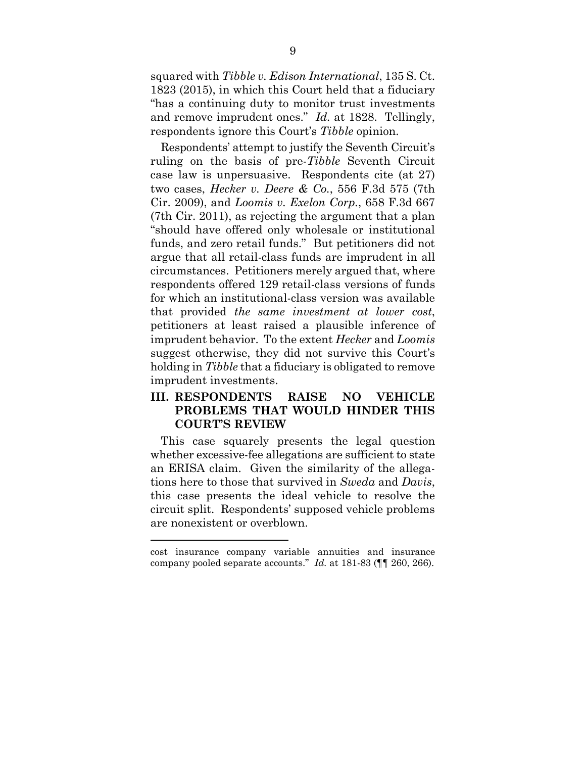squared with *Tibble v. Edison International*, 135 S. Ct. 1823 (2015), in which this Court held that a fiduciary "has a continuing duty to monitor trust investments and remove imprudent ones." *Id.* at 1828. Tellingly, respondents ignore this Court's *Tibble* opinion.

Respondents' attempt to justify the Seventh Circuit's ruling on the basis of pre-*Tibble* Seventh Circuit case law is unpersuasive. Respondents cite (at 27) two cases, *Hecker v. Deere & Co.*, 556 F.3d 575 (7th Cir. 2009), and *Loomis v. Exelon Corp.*, 658 F.3d 667 (7th Cir. 2011), as rejecting the argument that a plan "should have offered only wholesale or institutional funds, and zero retail funds." But petitioners did not argue that all retail-class funds are imprudent in all circumstances. Petitioners merely argued that, where respondents offered 129 retail-class versions of funds for which an institutional-class version was available that provided *the same investment at lower cost*, petitioners at least raised a plausible inference of imprudent behavior. To the extent *Hecker* and *Loomis* suggest otherwise, they did not survive this Court's holding in *Tibble* that a fiduciary is obligated to remove imprudent investments.

## III. RESPONDENTS RAISE NO VEHICLE PROBLEMS THAT WOULD HINDER THIS COURT'S REVIEW

This case squarely presents the legal question whether excessive-fee allegations are sufficient to state an ERISA claim. Given the similarity of the allegations here to those that survived in *Sweda* and *Davis*, this case presents the ideal vehicle to resolve the circuit split. Respondents' supposed vehicle problems are nonexistent or overblown.

---

cost insurance company variable annuities and insurance company pooled separate accounts." *Id.* at 181-83 (¶¶ 260, 266).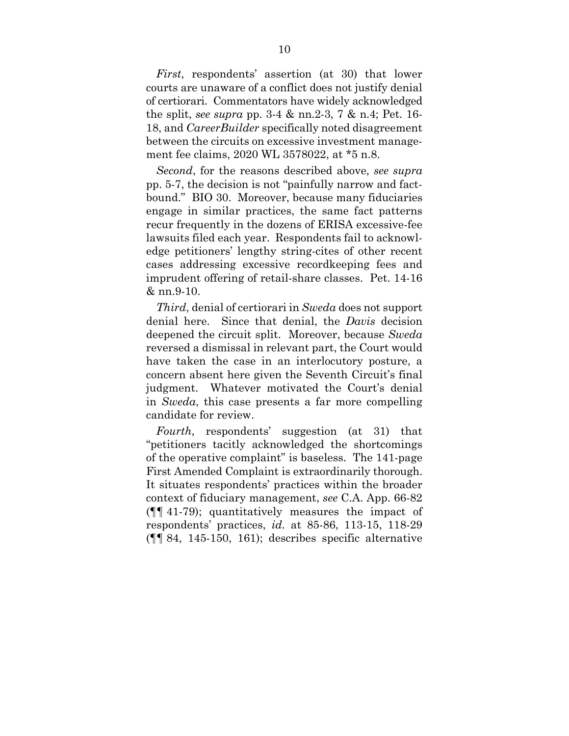*First*, respondents' assertion (at 30) that lower courts are unaware of a conflict does not justify denial of certiorari. Commentators have widely acknowledged the split, *see supra* pp. 3-4 & nn.2-3, 7 & n.4; Pet. 16-18, and *CareerBuilder* specifically noted disagreement between the circuits on excessive investment management fee claims, 2020 WL 3578022, at *5 n.8.

*Second*, for the reasons described above, *see supra* pp. 5-7, the decision is not "painfully narrow and fact-bound." BIO 30. Moreover, because many fiduciaries engage in similar practices, the same fact patterns recur frequently in the dozens of ERISA excessive-fee lawsuits filed each year. Respondents fail to acknowledge petitioners' lengthy string-cites of other recent cases addressing excessive recordkeeping fees and imprudent offering of retail-share classes. Pet. 14-16 & nn.9-10.

*Third*, denial of certiorari in *Sweda* does not support denial here. Since that denial, the *Davis* decision deepened the circuit split. Moreover, because *Sweda* reversed a dismissal in relevant part, the Court would have taken the case in an interlocutory posture, a concern absent here given the Seventh Circuit's final judgment. Whatever motivated the Court's denial in *Sweda*, this case presents a far more compelling candidate for review.

*Fourth*, respondents' suggestion (at 31) that "petitioners tacitly acknowledged the shortcomings of the operative complaint" is baseless. The 141-page First Amended Complaint is extraordinarily thorough. It situates respondents' practices within the broader context of fiduciary management, *see* C.A. App. 66-82 (¶¶ 41-79); quantitatively measures the impact of respondents' practices, *id.* at 85-86, 113-15, 118-29 (¶¶ 84, 145-150, 161); describes specific alternative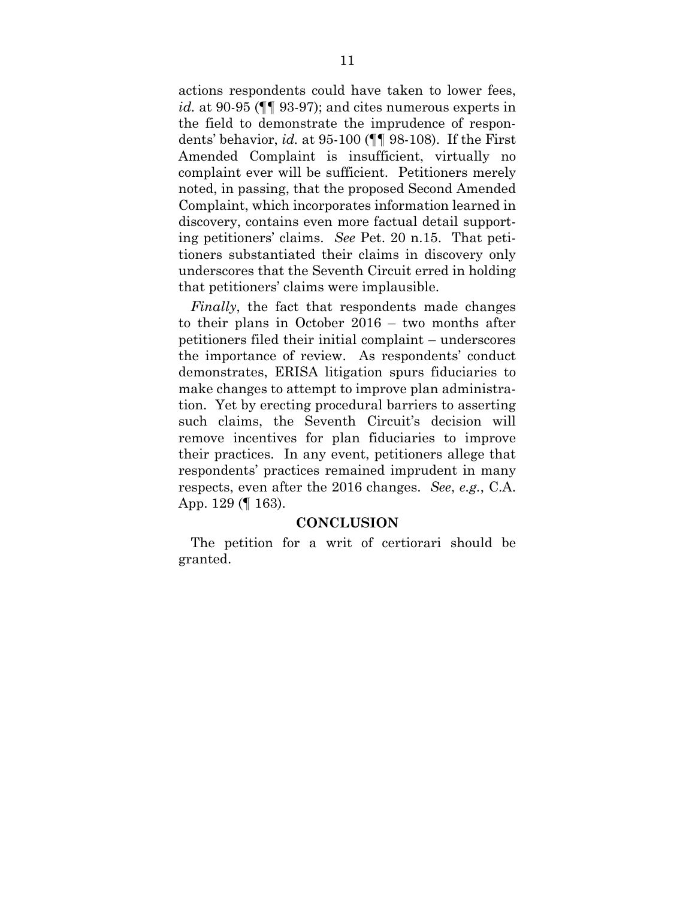actions respondents could have taken to lower fees, *id.* at 90-95 (¶¶ 93-97); and cites numerous experts in the field to demonstrate the imprudence of respondents' behavior, *id.* at 95-100 (¶¶ 98-108). If the First Amended Complaint is insufficient, virtually no complaint ever will be sufficient. Petitioners merely noted, in passing, that the proposed Second Amended Complaint, which incorporates information learned in discovery, contains even more factual detail supporting petitioners' claims. *See* Pet. 20 n.15. That petitioners substantiated their claims in discovery only underscores that the Seventh Circuit erred in holding that petitioners' claims were implausible.

*Finally*, the fact that respondents made changes to their plans in October 2016 – two months after petitioners filed their initial complaint – underscores the importance of review. As respondents' conduct demonstrates, ERISA litigation spurs fiduciaries to make changes to attempt to improve plan administration. Yet by erecting procedural barriers to asserting such claims, the Seventh Circuit's decision will remove incentives for plan fiduciaries to improve their practices. In any event, petitioners allege that respondents' practices remained imprudent in many respects, even after the 2016 changes. *See*, *e.g.*, C.A. App. 129 (¶ 163).

## CONCLUSION

The petition for a writ of certiorari should be granted.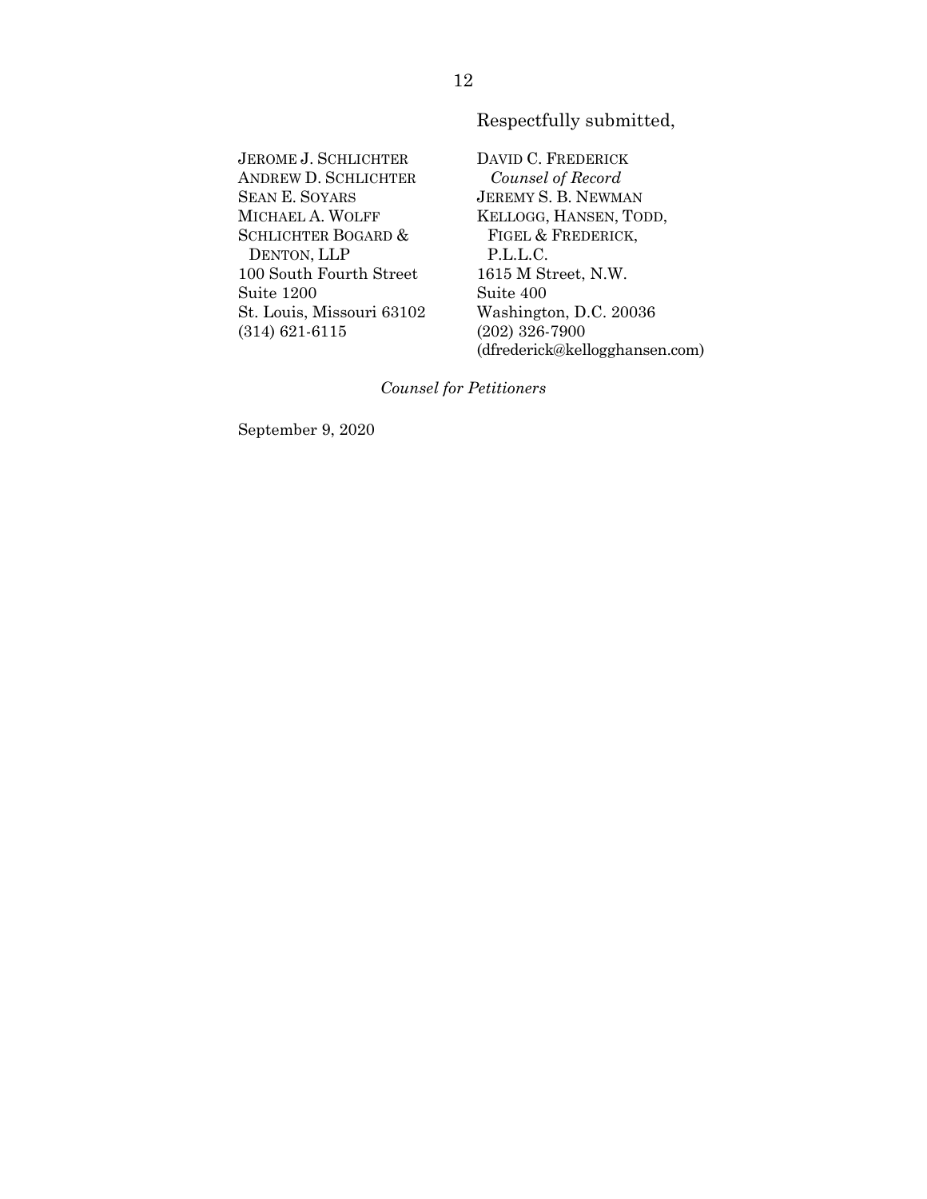Respectfully submitted,

JEROME J. SCHLICHTER
ANDREW D. SCHLICHTER
SEAN E. SOYARS
MICHAEL A. WOLFF
SCHLICHTER BOGARD &
DENTON, LLP
100 South Fourth Street
Suite 1200
St. Louis, Missouri 63102
(314) 621-6115

DAVID C. FREDERICK
*Counsel of Record*
JEREMY S. B. NEWMAN
KELLOGG, HANSEN, TODD,
FIGEL & FREDERICK,
P.L.L.C.
1615 M Street, N.W.
Suite 400
Washington, D.C. 20036
(202) 326-7900
(dfrederick@kellogghansen.com)

*Counsel for Petitioners*

September 9, 2020